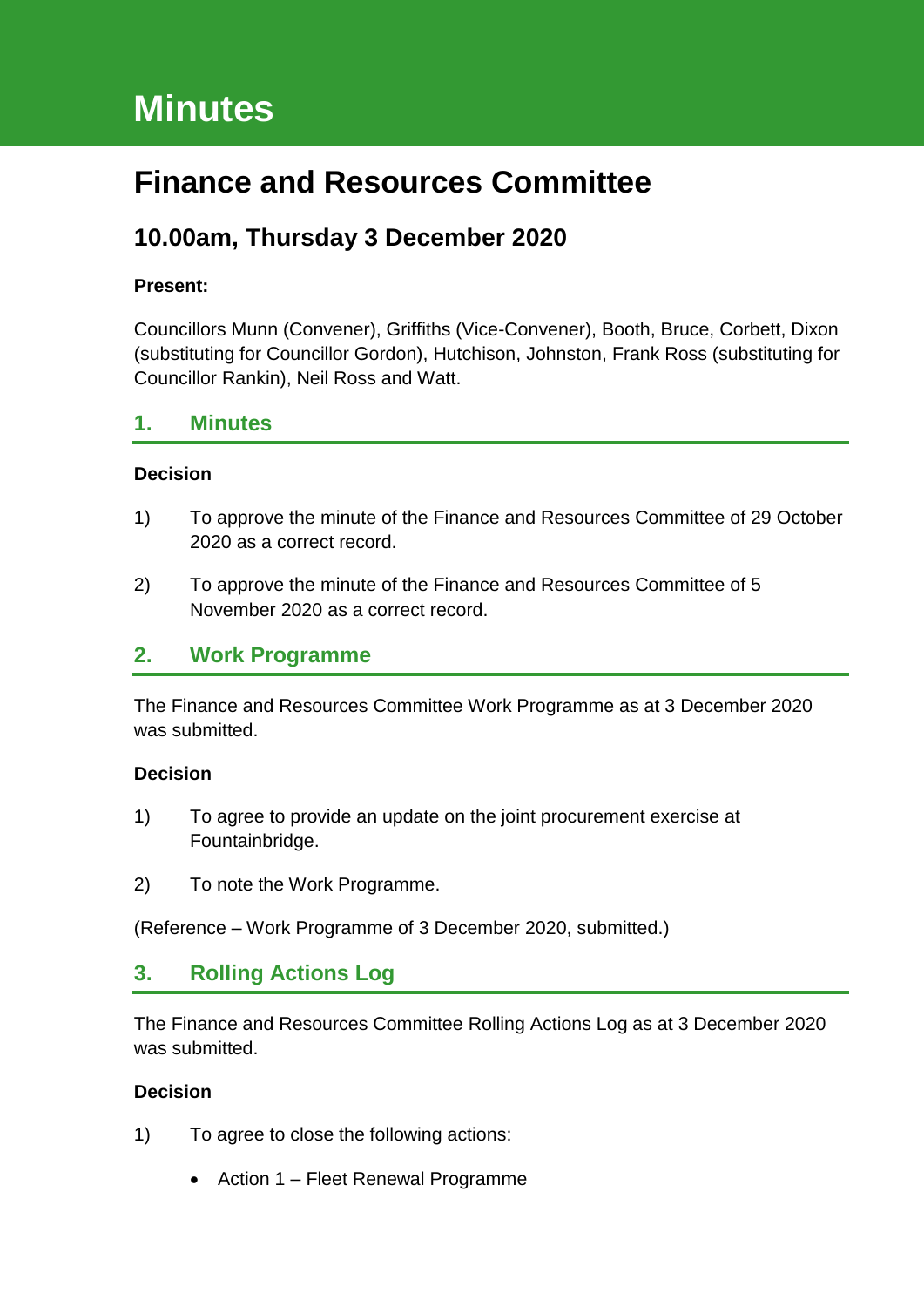# Minutes

# Finance and Resources Committee

## 10.00am, Thursday 3 December 2020

**Present:**

Councillors Munn (Convener), Griffiths (Vice-Convener), Booth, Bruce, Corbett, Dixon (substituting for Councillor Gordon), Hutchison, Johnston, Frank Ross (substituting for Councillor Rankin), Neil Ross and Watt.

## 1. Minutes

**Decision**

1) To approve the minute of the Finance and Resources Committee of 29 October 2020 as a correct record.

2) To approve the minute of the Finance and Resources Committee of 5 November 2020 as a correct record.

## 2. Work Programme

The Finance and Resources Committee Work Programme as at 3 December 2020 was submitted.

**Decision**

1) To agree to provide an update on the joint procurement exercise at Fountainbridge.

2) To note the Work Programme.

(Reference – Work Programme of 3 December 2020, submitted.)

## 3. Rolling Actions Log

The Finance and Resources Committee Rolling Actions Log as at 3 December 2020 was submitted.

**Decision**

1) To agree to close the following actions:

- Action 1 – Fleet Renewal Programme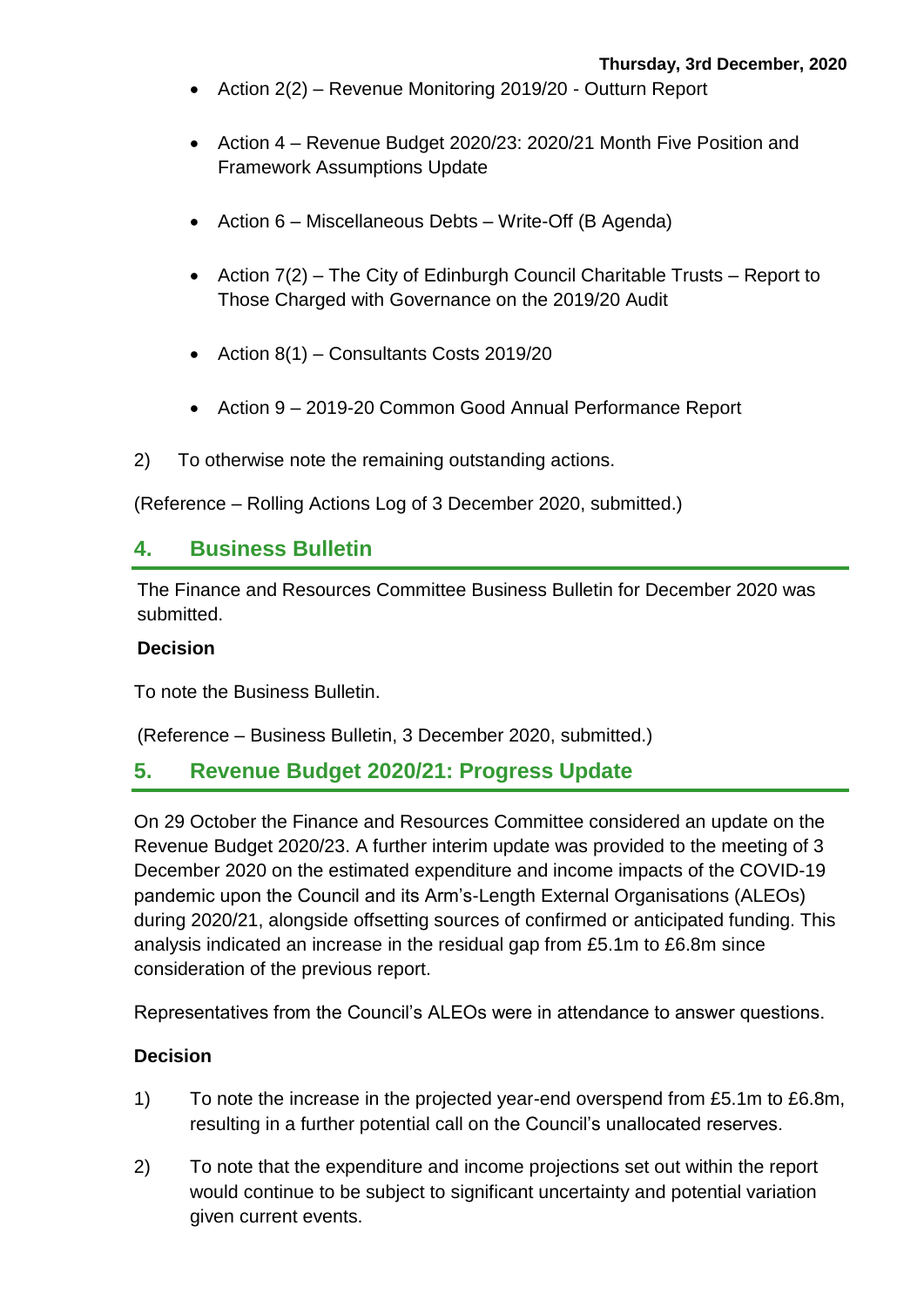- Action 2(2) – Revenue Monitoring 2019/20 - Outturn Report
- Action 4 – Revenue Budget 2020/23: 2020/21 Month Five Position and Framework Assumptions Update
- Action 6 – Miscellaneous Debts – Write-Off (B Agenda)
- Action 7(2) – The City of Edinburgh Council Charitable Trusts – Report to Those Charged with Governance on the 2019/20 Audit
- Action 8(1) – Consultants Costs 2019/20
- Action 9 – 2019-20 Common Good Annual Performance Report

2) To otherwise note the remaining outstanding actions.

(Reference – Rolling Actions Log of 3 December 2020, submitted.)

## 4. Business Bulletin

The Finance and Resources Committee Business Bulletin for December 2020 was submitted.

**Decision**

To note the Business Bulletin.

(Reference – Business Bulletin, 3 December 2020, submitted.)

## 5. Revenue Budget 2020/21: Progress Update

On 29 October the Finance and Resources Committee considered an update on the Revenue Budget 2020/23. A further interim update was provided to the meeting of 3 December 2020 on the estimated expenditure and income impacts of the COVID-19 pandemic upon the Council and its Arm's-Length External Organisations (ALEOs) during 2020/21, alongside offsetting sources of confirmed or anticipated funding. This analysis indicated an increase in the residual gap from £5.1m to £6.8m since consideration of the previous report.

Representatives from the Council's ALEOs were in attendance to answer questions.

**Decision**

1) To note the increase in the projected year-end overspend from £5.1m to £6.8m, resulting in a further potential call on the Council's unallocated reserves.

2) To note that the expenditure and income projections set out within the report would continue to be subject to significant uncertainty and potential variation given current events.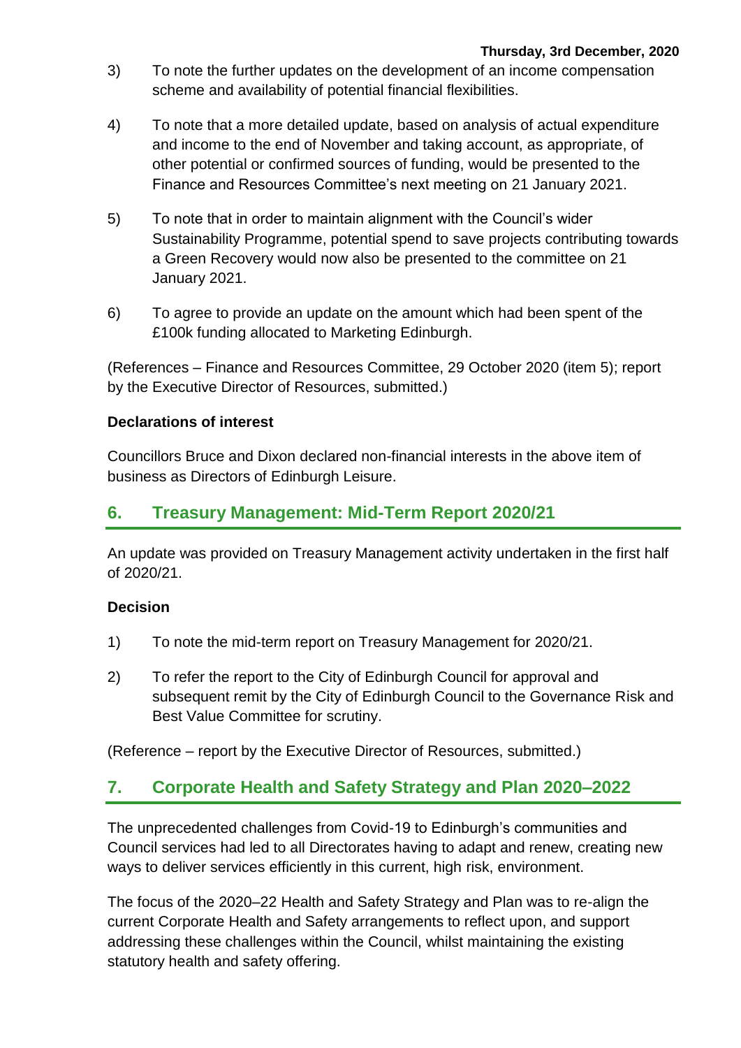3) To note the further updates on the development of an income compensation scheme and availability of potential financial flexibilities.

4) To note that a more detailed update, based on analysis of actual expenditure and income to the end of November and taking account, as appropriate, of other potential or confirmed sources of funding, would be presented to the Finance and Resources Committee's next meeting on 21 January 2021.

5) To note that in order to maintain alignment with the Council's wider Sustainability Programme, potential spend to save projects contributing towards a Green Recovery would now also be presented to the committee on 21 January 2021.

6) To agree to provide an update on the amount which had been spent of the £100k funding allocated to Marketing Edinburgh.

(References – Finance and Resources Committee, 29 October 2020 (item 5); report by the Executive Director of Resources, submitted.)

**Declarations of interest**

Councillors Bruce and Dixon declared non-financial interests in the above item of business as Directors of Edinburgh Leisure.

## 6. Treasury Management: Mid-Term Report 2020/21

An update was provided on Treasury Management activity undertaken in the first half of 2020/21.

**Decision**

1) To note the mid-term report on Treasury Management for 2020/21.

2) To refer the report to the City of Edinburgh Council for approval and subsequent remit by the City of Edinburgh Council to the Governance Risk and Best Value Committee for scrutiny.

(Reference – report by the Executive Director of Resources, submitted.)

## 7. Corporate Health and Safety Strategy and Plan 2020–2022

The unprecedented challenges from Covid-19 to Edinburgh's communities and Council services had led to all Directorates having to adapt and renew, creating new ways to deliver services efficiently in this current, high risk, environment.

The focus of the 2020–22 Health and Safety Strategy and Plan was to re-align the current Corporate Health and Safety arrangements to reflect upon, and support addressing these challenges within the Council, whilst maintaining the existing statutory health and safety offering.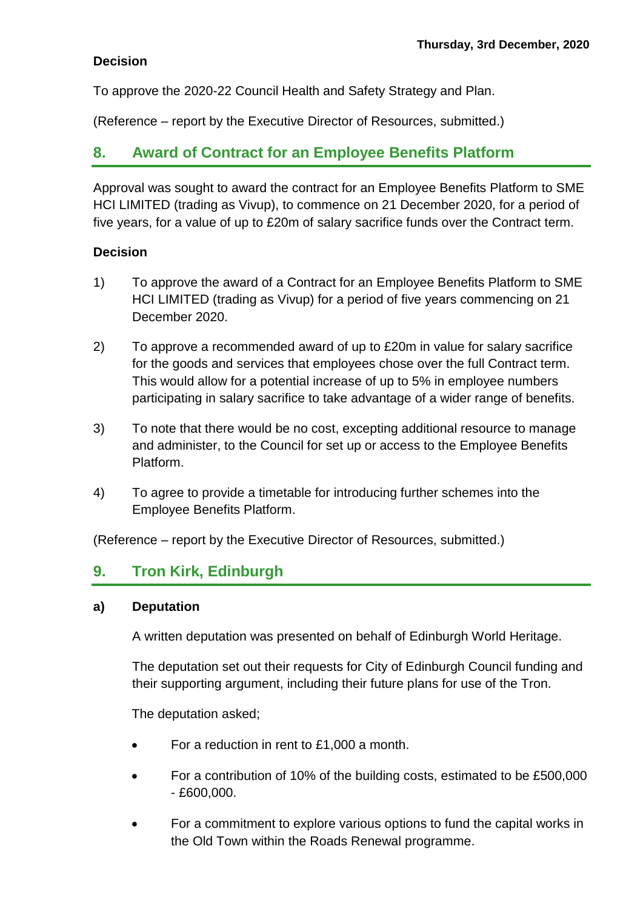**Decision**

To approve the 2020-22 Council Health and Safety Strategy and Plan.

(Reference – report by the Executive Director of Resources, submitted.)

## 8. Award of Contract for an Employee Benefits Platform

Approval was sought to award the contract for an Employee Benefits Platform to SME HCI LIMITED (trading as Vivup), to commence on 21 December 2020, for a period of five years, for a value of up to £20m of salary sacrifice funds over the Contract term.

**Decision**

1) To approve the award of a Contract for an Employee Benefits Platform to SME HCI LIMITED (trading as Vivup) for a period of five years commencing on 21 December 2020.

2) To approve a recommended award of up to £20m in value for salary sacrifice for the goods and services that employees chose over the full Contract term. This would allow for a potential increase of up to 5% in employee numbers participating in salary sacrifice to take advantage of a wider range of benefits.

3) To note that there would be no cost, excepting additional resource to manage and administer, to the Council for set up or access to the Employee Benefits Platform.

4) To agree to provide a timetable for introducing further schemes into the Employee Benefits Platform.

(Reference – report by the Executive Director of Resources, submitted.)

## 9. Tron Kirk, Edinburgh

### a) Deputation

A written deputation was presented on behalf of Edinburgh World Heritage.

The deputation set out their requests for City of Edinburgh Council funding and their supporting argument, including their future plans for use of the Tron.

The deputation asked;

- For a reduction in rent to £1,000 a month.
- For a contribution of 10% of the building costs, estimated to be £500,000 - £600,000.
- For a commitment to explore various options to fund the capital works in the Old Town within the Roads Renewal programme.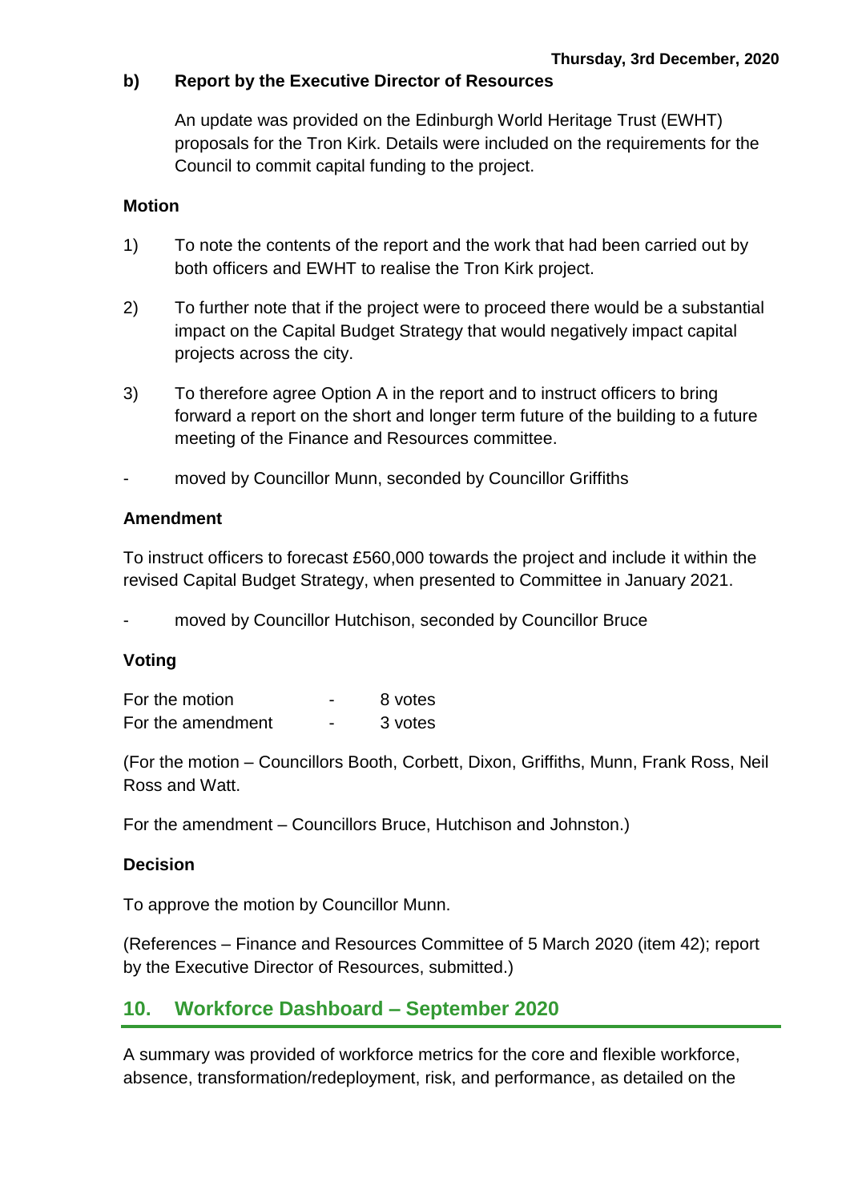**b) Report by the Executive Director of Resources**

An update was provided on the Edinburgh World Heritage Trust (EWHT) proposals for the Tron Kirk. Details were included on the requirements for the Council to commit capital funding to the project.

**Motion**

1) To note the contents of the report and the work that had been carried out by both officers and EWHT to realise the Tron Kirk project.

2) To further note that if the project were to proceed there would be a substantial impact on the Capital Budget Strategy that would negatively impact capital projects across the city.

3) To therefore agree Option A in the report and to instruct officers to bring forward a report on the short and longer term future of the building to a future meeting of the Finance and Resources committee.

- moved by Councillor Munn, seconded by Councillor Griffiths

**Amendment**

To instruct officers to forecast £560,000 towards the project and include it within the revised Capital Budget Strategy, when presented to Committee in January 2021.

- moved by Councillor Hutchison, seconded by Councillor Bruce

**Voting**

| | | |
|---|---|---|
| For the motion | - | 8 votes |
| For the amendment | - | 3 votes |

(For the motion – Councillors Booth, Corbett, Dixon, Griffiths, Munn, Frank Ross, Neil Ross and Watt.

For the amendment – Councillors Bruce, Hutchison and Johnston.)

**Decision**

To approve the motion by Councillor Munn.

(References – Finance and Resources Committee of 5 March 2020 (item 42); report by the Executive Director of Resources, submitted.)

## 10. Workforce Dashboard – September 2020

A summary was provided of workforce metrics for the core and flexible workforce, absence, transformation/redeployment, risk, and performance, as detailed on the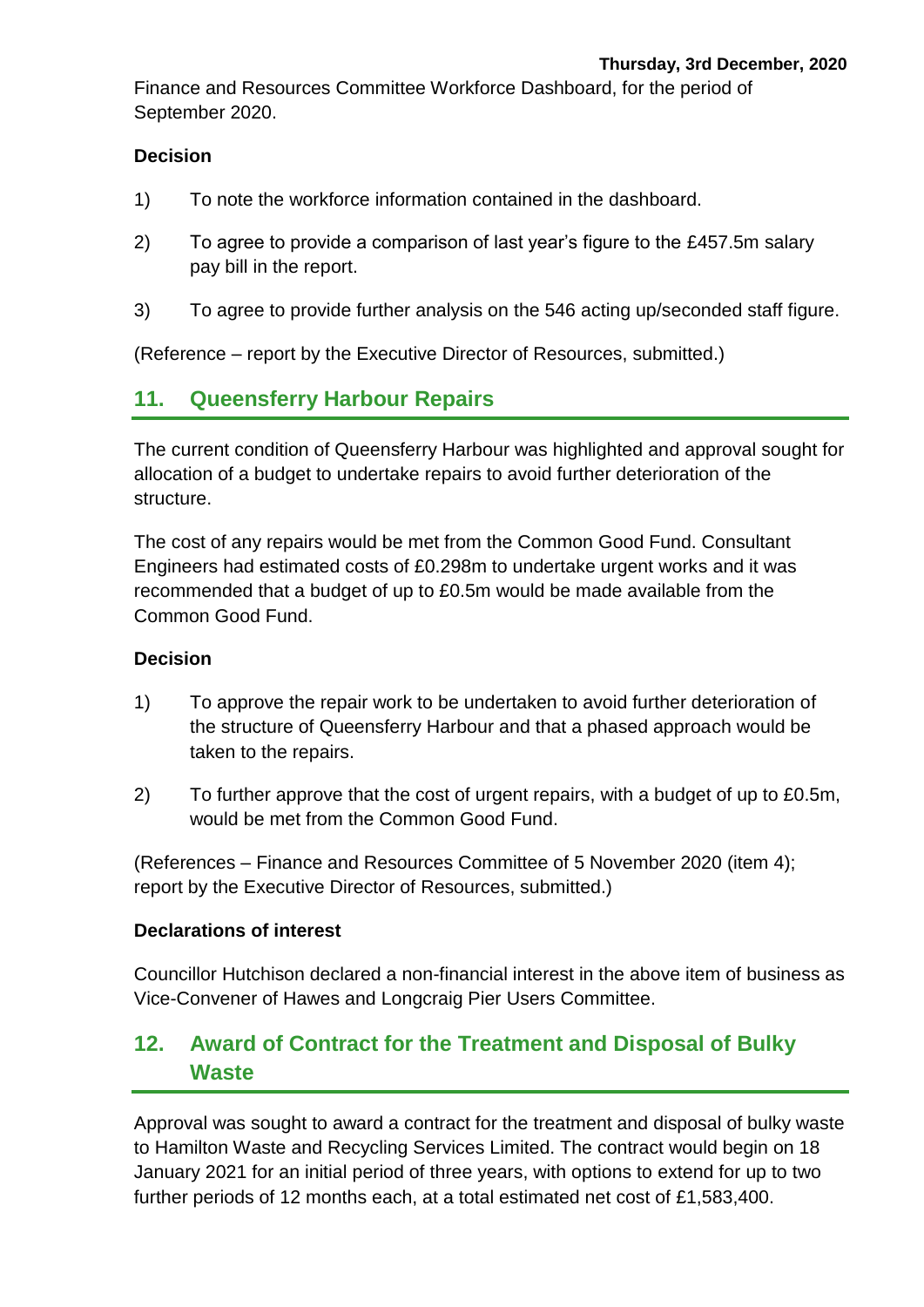Finance and Resources Committee Workforce Dashboard, for the period of September 2020.

### Decision

1) To note the workforce information contained in the dashboard.

2) To agree to provide a comparison of last year's figure to the £457.5m salary pay bill in the report.

3) To agree to provide further analysis on the 546 acting up/seconded staff figure.

(Reference – report by the Executive Director of Resources, submitted.)

## 11. Queensferry Harbour Repairs

The current condition of Queensferry Harbour was highlighted and approval sought for allocation of a budget to undertake repairs to avoid further deterioration of the structure.

The cost of any repairs would be met from the Common Good Fund. Consultant Engineers had estimated costs of £0.298m to undertake urgent works and it was recommended that a budget of up to £0.5m would be made available from the Common Good Fund.

### Decision

1) To approve the repair work to be undertaken to avoid further deterioration of the structure of Queensferry Harbour and that a phased approach would be taken to the repairs.

2) To further approve that the cost of urgent repairs, with a budget of up to £0.5m, would be met from the Common Good Fund.

(References – Finance and Resources Committee of 5 November 2020 (item 4); report by the Executive Director of Resources, submitted.)

### Declarations of interest

Councillor Hutchison declared a non-financial interest in the above item of business as Vice-Convener of Hawes and Longcraig Pier Users Committee.

## 12. Award of Contract for the Treatment and Disposal of Bulky Waste

Approval was sought to award a contract for the treatment and disposal of bulky waste to Hamilton Waste and Recycling Services Limited. The contract would begin on 18 January 2021 for an initial period of three years, with options to extend for up to two further periods of 12 months each, at a total estimated net cost of £1,583,400.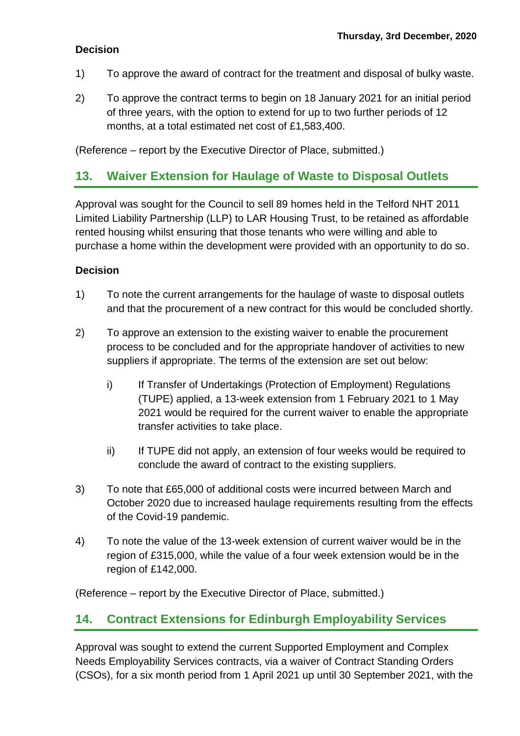**Decision**

1) To approve the award of contract for the treatment and disposal of bulky waste.

2) To approve the contract terms to begin on 18 January 2021 for an initial period of three years, with the option to extend for up to two further periods of 12 months, at a total estimated net cost of £1,583,400.

(Reference – report by the Executive Director of Place, submitted.)

## 13. Waiver Extension for Haulage of Waste to Disposal Outlets

Approval was sought for the Council to sell 89 homes held in the Telford NHT 2011 Limited Liability Partnership (LLP) to LAR Housing Trust, to be retained as affordable rented housing whilst ensuring that those tenants who were willing and able to purchase a home within the development were provided with an opportunity to do so.

**Decision**

1) To note the current arrangements for the haulage of waste to disposal outlets and that the procurement of a new contract for this would be concluded shortly.

2) To approve an extension to the existing waiver to enable the procurement process to be concluded and for the appropriate handover of activities to new suppliers if appropriate. The terms of the extension are set out below:

   i) If Transfer of Undertakings (Protection of Employment) Regulations (TUPE) applied, a 13-week extension from 1 February 2021 to 1 May 2021 would be required for the current waiver to enable the appropriate transfer activities to take place.

   ii) If TUPE did not apply, an extension of four weeks would be required to conclude the award of contract to the existing suppliers.

3) To note that £65,000 of additional costs were incurred between March and October 2020 due to increased haulage requirements resulting from the effects of the Covid-19 pandemic.

4) To note the value of the 13-week extension of current waiver would be in the region of £315,000, while the value of a four week extension would be in the region of £142,000.

(Reference – report by the Executive Director of Place, submitted.)

## 14. Contract Extensions for Edinburgh Employability Services

Approval was sought to extend the current Supported Employment and Complex Needs Employability Services contracts, via a waiver of Contract Standing Orders (CSOs), for a six month period from 1 April 2021 up until 30 September 2021, with the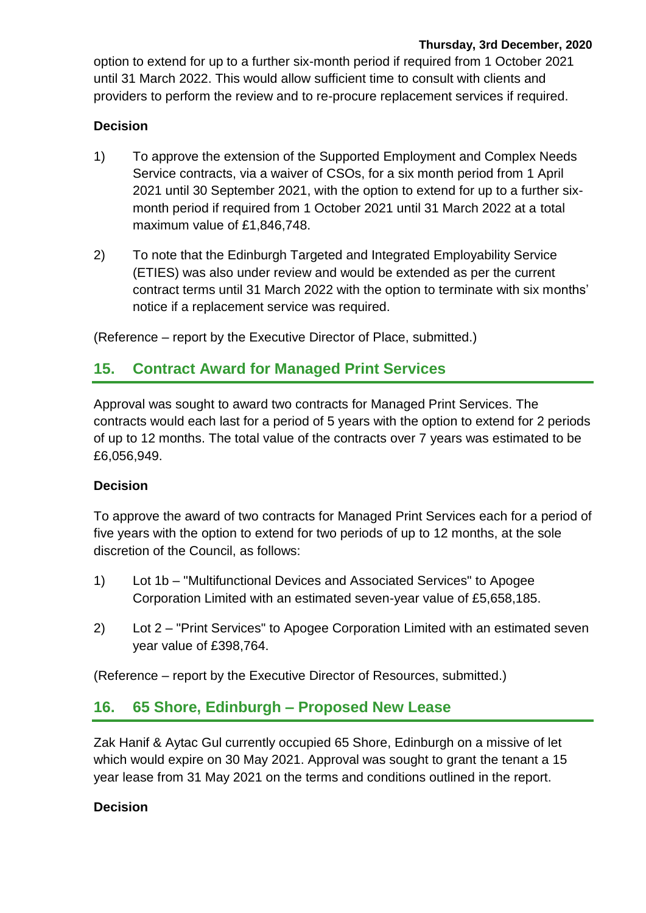option to extend for up to a further six-month period if required from 1 October 2021 until 31 March 2022. This would allow sufficient time to consult with clients and providers to perform the review and to re-procure replacement services if required.

**Decision**

1) To approve the extension of the Supported Employment and Complex Needs Service contracts, via a waiver of CSOs, for a six month period from 1 April 2021 until 30 September 2021, with the option to extend for up to a further six-month period if required from 1 October 2021 until 31 March 2022 at a total maximum value of £1,846,748.

2) To note that the Edinburgh Targeted and Integrated Employability Service (ETIES) was also under review and would be extended as per the current contract terms until 31 March 2022 with the option to terminate with six months' notice if a replacement service was required.

(Reference – report by the Executive Director of Place, submitted.)

## 15. Contract Award for Managed Print Services

Approval was sought to award two contracts for Managed Print Services. The contracts would each last for a period of 5 years with the option to extend for 2 periods of up to 12 months. The total value of the contracts over 7 years was estimated to be £6,056,949.

**Decision**

To approve the award of two contracts for Managed Print Services each for a period of five years with the option to extend for two periods of up to 12 months, at the sole discretion of the Council, as follows:

1) Lot 1b – "Multifunctional Devices and Associated Services" to Apogee Corporation Limited with an estimated seven-year value of £5,658,185.

2) Lot 2 – "Print Services" to Apogee Corporation Limited with an estimated seven year value of £398,764.

(Reference – report by the Executive Director of Resources, submitted.)

## 16. 65 Shore, Edinburgh – Proposed New Lease

Zak Hanif & Aytac Gul currently occupied 65 Shore, Edinburgh on a missive of let which would expire on 30 May 2021. Approval was sought to grant the tenant a 15 year lease from 31 May 2021 on the terms and conditions outlined in the report.

**Decision**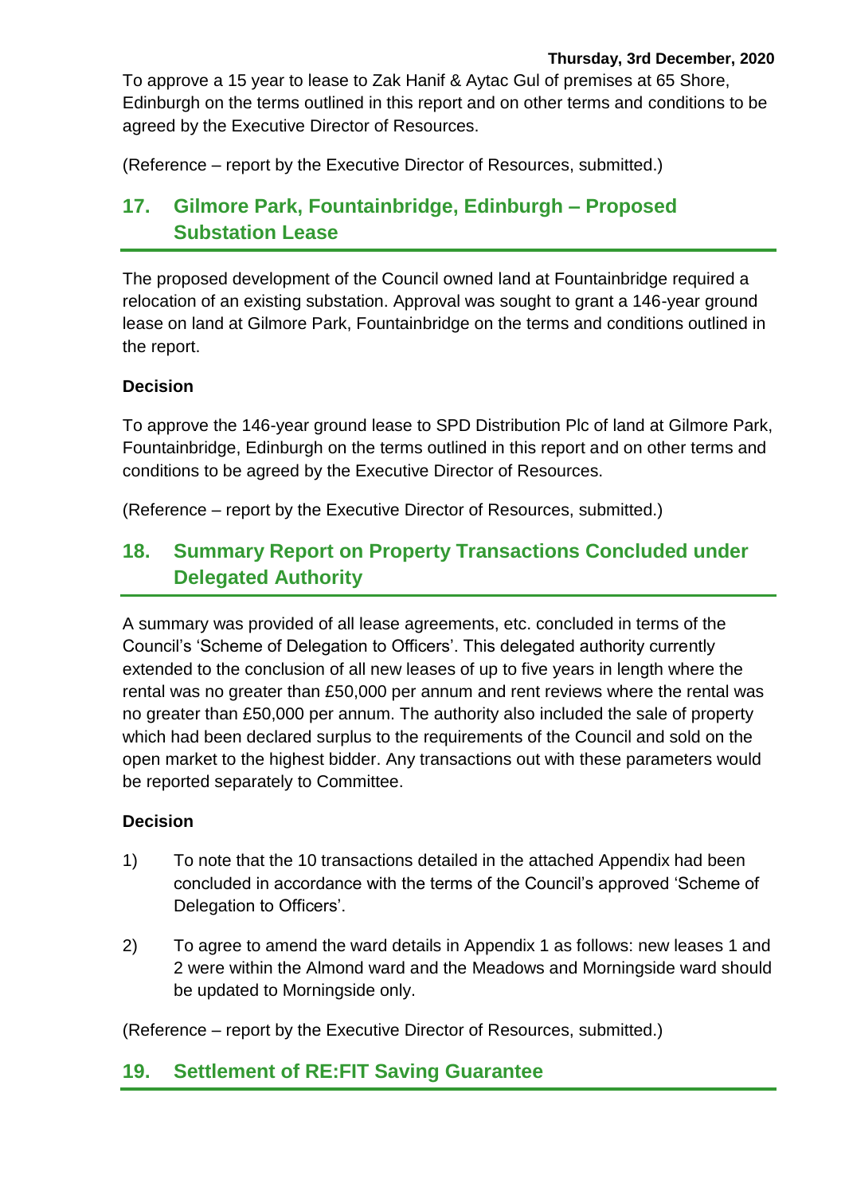To approve a 15 year to lease to Zak Hanif & Aytac Gul of premises at 65 Shore, Edinburgh on the terms outlined in this report and on other terms and conditions to be agreed by the Executive Director of Resources.

(Reference – report by the Executive Director of Resources, submitted.)

## 17. Gilmore Park, Fountainbridge, Edinburgh – Proposed Substation Lease

The proposed development of the Council owned land at Fountainbridge required a relocation of an existing substation. Approval was sought to grant a 146-year ground lease on land at Gilmore Park, Fountainbridge on the terms and conditions outlined in the report.

**Decision**

To approve the 146-year ground lease to SPD Distribution Plc of land at Gilmore Park, Fountainbridge, Edinburgh on the terms outlined in this report and on other terms and conditions to be agreed by the Executive Director of Resources.

(Reference – report by the Executive Director of Resources, submitted.)

## 18. Summary Report on Property Transactions Concluded under Delegated Authority

A summary was provided of all lease agreements, etc. concluded in terms of the Council's 'Scheme of Delegation to Officers'. This delegated authority currently extended to the conclusion of all new leases of up to five years in length where the rental was no greater than £50,000 per annum and rent reviews where the rental was no greater than £50,000 per annum. The authority also included the sale of property which had been declared surplus to the requirements of the Council and sold on the open market to the highest bidder. Any transactions out with these parameters would be reported separately to Committee.

**Decision**

1) To note that the 10 transactions detailed in the attached Appendix had been concluded in accordance with the terms of the Council's approved 'Scheme of Delegation to Officers'.

2) To agree to amend the ward details in Appendix 1 as follows: new leases 1 and 2 were within the Almond ward and the Meadows and Morningside ward should be updated to Morningside only.

(Reference – report by the Executive Director of Resources, submitted.)

## 19. Settlement of RE:FIT Saving Guarantee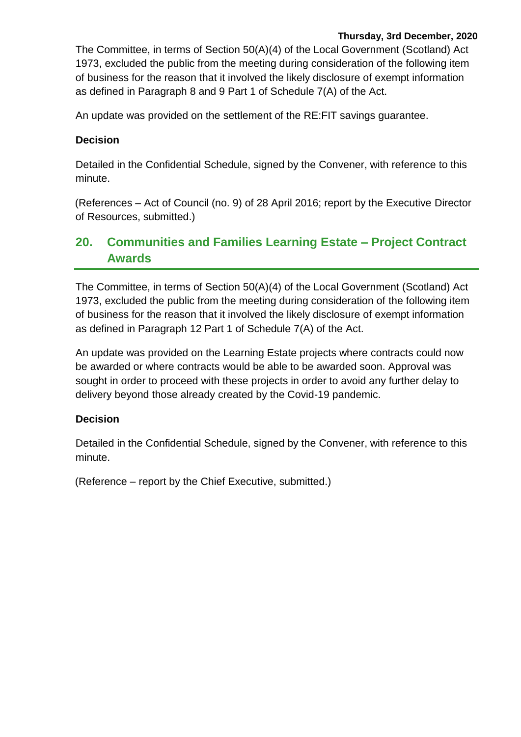The Committee, in terms of Section 50(A)(4) of the Local Government (Scotland) Act 1973, excluded the public from the meeting during consideration of the following item of business for the reason that it involved the likely disclosure of exempt information as defined in Paragraph 8 and 9 Part 1 of Schedule 7(A) of the Act.

An update was provided on the settlement of the RE:FIT savings guarantee.

**Decision**

Detailed in the Confidential Schedule, signed by the Convener, with reference to this minute.

(References – Act of Council (no. 9) of 28 April 2016; report by the Executive Director of Resources, submitted.)

## 20. Communities and Families Learning Estate – Project Contract Awards

The Committee, in terms of Section 50(A)(4) of the Local Government (Scotland) Act 1973, excluded the public from the meeting during consideration of the following item of business for the reason that it involved the likely disclosure of exempt information as defined in Paragraph 12 Part 1 of Schedule 7(A) of the Act.

An update was provided on the Learning Estate projects where contracts could now be awarded or where contracts would be able to be awarded soon. Approval was sought in order to proceed with these projects in order to avoid any further delay to delivery beyond those already created by the Covid-19 pandemic.

**Decision**

Detailed in the Confidential Schedule, signed by the Convener, with reference to this minute.

(Reference – report by the Chief Executive, submitted.)